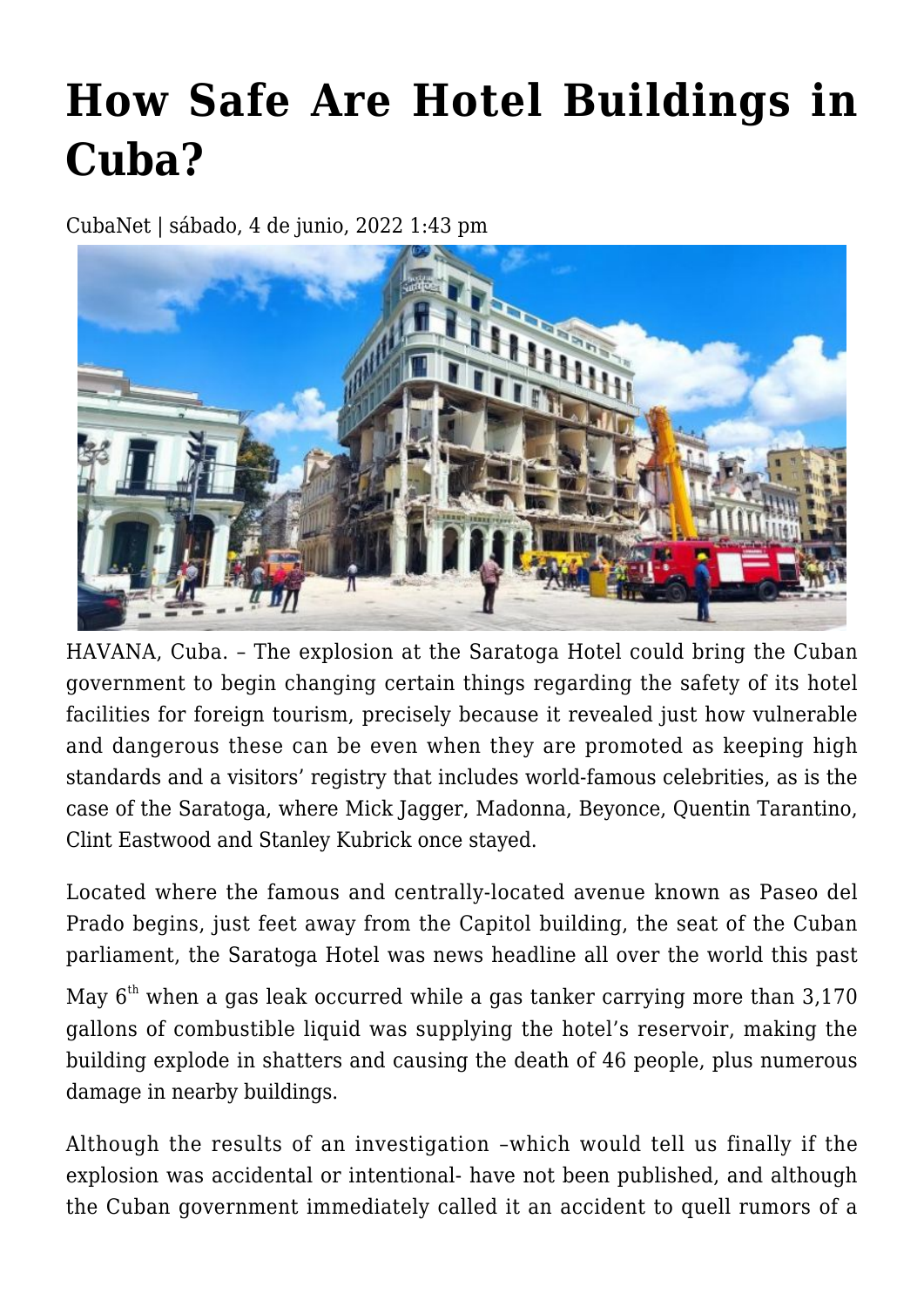# How Safe Are Hotel Buildings in Cuba?

CubaNet | sábado, 4 de junio, 2022 1:43 pm

HAVANA, Cuba. – The explosion at the Saratoga Hotel could bring the Cuban government to begin changing certain things regarding the safety of its hotel facilities for foreign tourism, precisely because it revealed just how vulnerable and dangerous these can be even when they are promoted as keeping high standards and a visitors' registry that includes world-famous celebrities, as is the case of the Saratoga, where Mick Jagger, Madonna, Beyonce, Quentin Tarantino, Clint Eastwood and Stanley Kubrick once stayed.

Located where the famous and centrally-located avenue known as Paseo del Prado begins, just feet away from the Capitol building, the seat of the Cuban parliament, the Saratoga Hotel was news headline all over the world this past May 6th when a gas leak occurred while a gas tanker carrying more than 3,170 gallons of combustible liquid was supplying the hotel's reservoir, making the building explode in shatters and causing the death of 46 people, plus numerous damage in nearby buildings.

Although the results of an investigation –which would tell us finally if the explosion was accidental or intentional- have not been published, and although the Cuban government immediately called it an accident to quell rumors of a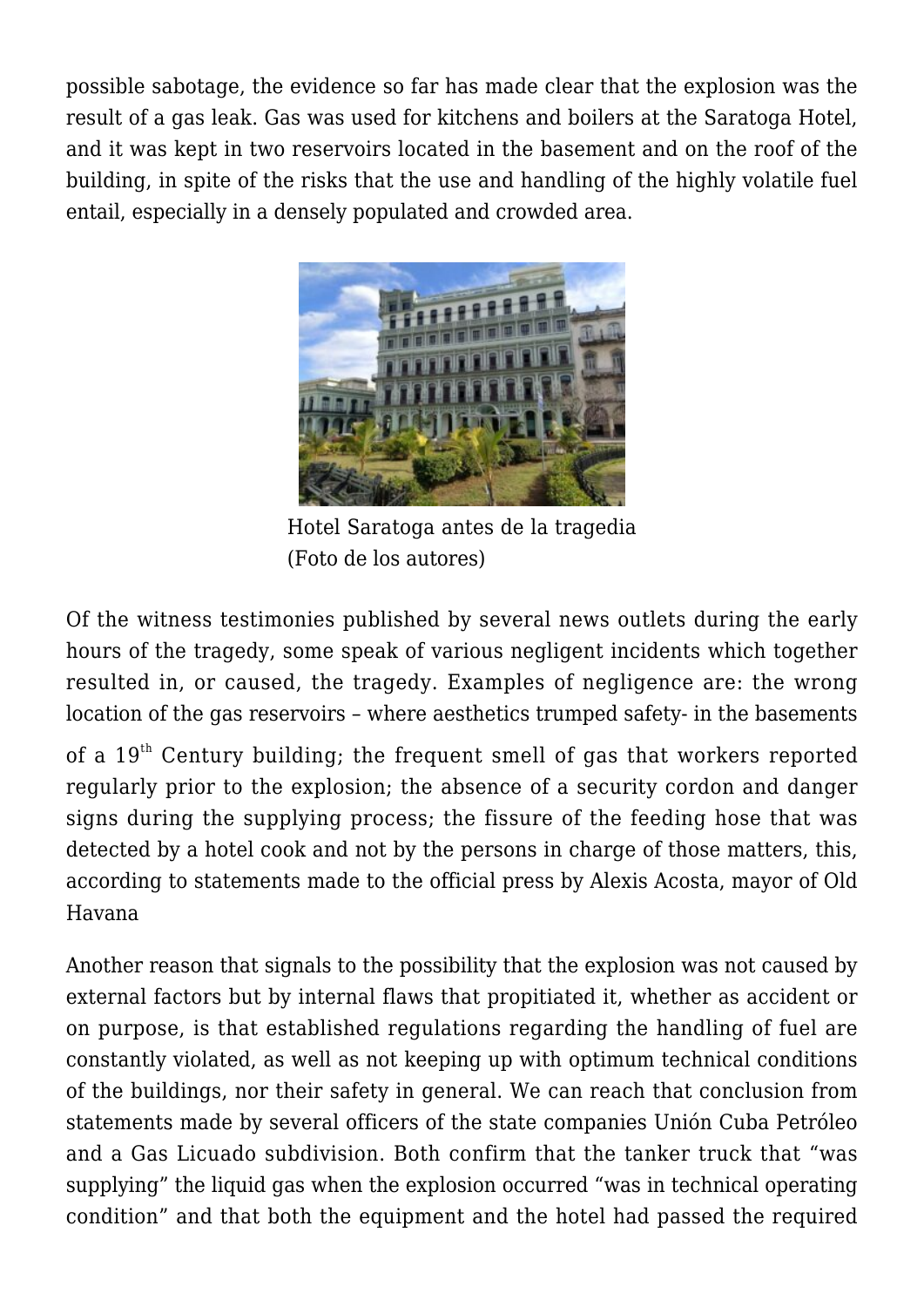possible sabotage, the evidence so far has made clear that the explosion was the result of a gas leak. Gas was used for kitchens and boilers at the Saratoga Hotel, and it was kept in two reservoirs located in the basement and on the roof of the building, in spite of the risks that the use and handling of the highly volatile fuel entail, especially in a densely populated and crowded area.

Hotel Saratoga antes de la tragedia
(Foto de los autores)

Of the witness testimonies published by several news outlets during the early hours of the tragedy, some speak of various negligent incidents which together resulted in, or caused, the tragedy. Examples of negligence are: the wrong location of the gas reservoirs – where aesthetics trumped safety- in the basements of a 19th Century building; the frequent smell of gas that workers reported regularly prior to the explosion; the absence of a security cordon and danger signs during the supplying process; the fissure of the feeding hose that was detected by a hotel cook and not by the persons in charge of those matters, this, according to statements made to the official press by Alexis Acosta, mayor of Old Havana

Another reason that signals to the possibility that the explosion was not caused by external factors but by internal flaws that propitiated it, whether as accident or on purpose, is that established regulations regarding the handling of fuel are constantly violated, as well as not keeping up with optimum technical conditions of the buildings, nor their safety in general. We can reach that conclusion from statements made by several officers of the state companies Unión Cuba Petróleo and a Gas Licuado subdivision. Both confirm that the tanker truck that "was supplying" the liquid gas when the explosion occurred "was in technical operating condition" and that both the equipment and the hotel had passed the required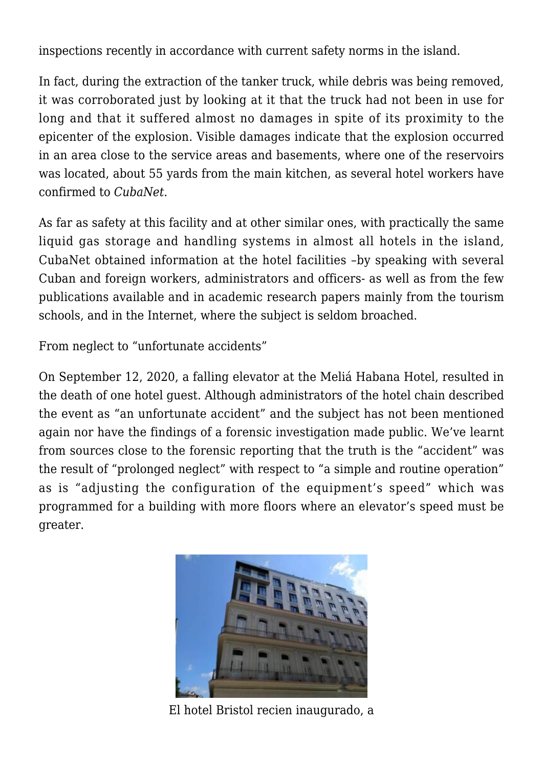inspections recently in accordance with current safety norms in the island.

In fact, during the extraction of the tanker truck, while debris was being removed, it was corroborated just by looking at it that the truck had not been in use for long and that it suffered almost no damages in spite of its proximity to the epicenter of the explosion. Visible damages indicate that the explosion occurred in an area close to the service areas and basements, where one of the reservoirs was located, about 55 yards from the main kitchen, as several hotel workers have confirmed to *CubaNet*.

As far as safety at this facility and at other similar ones, with practically the same liquid gas storage and handling systems in almost all hotels in the island, CubaNet obtained information at the hotel facilities –by speaking with several Cuban and foreign workers, administrators and officers- as well as from the few publications available and in academic research papers mainly from the tourism schools, and in the Internet, where the subject is seldom broached.

From neglect to "unfortunate accidents"

On September 12, 2020, a falling elevator at the Meliá Habana Hotel, resulted in the death of one hotel guest. Although administrators of the hotel chain described the event as "an unfortunate accident" and the subject has not been mentioned again nor have the findings of a forensic investigation made public. We've learnt from sources close to the forensic reporting that the truth is the "accident" was the result of "prolonged neglect" with respect to "a simple and routine operation" as is "adjusting the configuration of the equipment's speed" which was programmed for a building with more floors where an elevator's speed must be greater.

El hotel Bristol recien inaugurado, a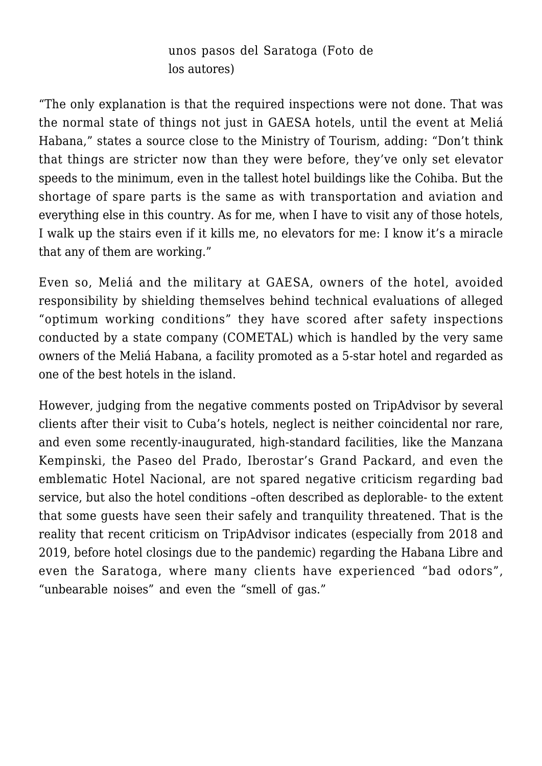unos pasos del Saratoga (Foto de los autores)

"The only explanation is that the required inspections were not done. That was the normal state of things not just in GAESA hotels, until the event at Meliá Habana," states a source close to the Ministry of Tourism, adding: "Don't think that things are stricter now than they were before, they've only set elevator speeds to the minimum, even in the tallest hotel buildings like the Cohiba. But the shortage of spare parts is the same as with transportation and aviation and everything else in this country. As for me, when I have to visit any of those hotels, I walk up the stairs even if it kills me, no elevators for me: I know it's a miracle that any of them are working."

Even so, Meliá and the military at GAESA, owners of the hotel, avoided responsibility by shielding themselves behind technical evaluations of alleged "optimum working conditions" they have scored after safety inspections conducted by a state company (COMETAL) which is handled by the very same owners of the Meliá Habana, a facility promoted as a 5-star hotel and regarded as one of the best hotels in the island.

However, judging from the negative comments posted on TripAdvisor by several clients after their visit to Cuba's hotels, neglect is neither coincidental nor rare, and even some recently-inaugurated, high-standard facilities, like the Manzana Kempinski, the Paseo del Prado, Iberostar's Grand Packard, and even the emblematic Hotel Nacional, are not spared negative criticism regarding bad service, but also the hotel conditions –often described as deplorable- to the extent that some guests have seen their safely and tranquility threatened. That is the reality that recent criticism on TripAdvisor indicates (especially from 2018 and 2019, before hotel closings due to the pandemic) regarding the Habana Libre and even the Saratoga, where many clients have experienced "bad odors", "unbearable noises" and even the "smell of gas."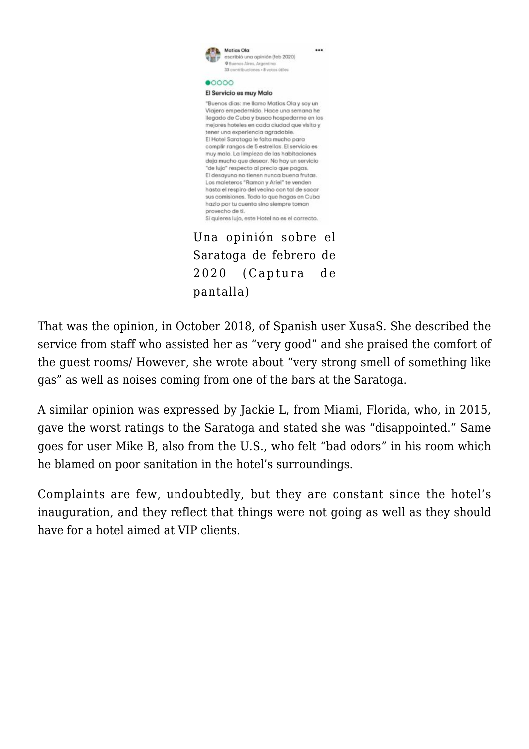**Matias Ola**
escribió una opinión (feb 2020)
Buenos Aires, Argentina
33 contribuciones • 8 votos útiles

**El Servicio es muy Malo**

"Buenos dias: me llamo Matias Ola y soy un Viajero empedernido. Hace una semana he llegado de Cuba y busco hospedarme en los mejores hoteles en cada ciudad que visito y tener una experiencia agradable.
El Hotel Saratoga le falta mucho para complir rangos de 5 estrellas. El servicio es muy malo. La limpieza de las habitaciones deja mucho que desear. No hay un servicio "de lujo" respecto al precio que pagas.
El desayuno no tienen nunca buena frutas.
Los maleteros "Ramon y Ariel" te venden hasta el respiro del vecino con tal de sacar sus comisiones. Todo lo que hagas en Cuba hazlo por tu cuenta sino siempre toman provecho de ti.
Si quieres lujo, este Hotel no es el correcto.

Una opinión sobre el Saratoga de febrero de 2020 (Captura de pantalla)

That was the opinion, in October 2018, of Spanish user XusaS. She described the service from staff who assisted her as "very good" and she praised the comfort of the guest rooms/ However, she wrote about "very strong smell of something like gas" as well as noises coming from one of the bars at the Saratoga.

A similar opinion was expressed by Jackie L, from Miami, Florida, who, in 2015, gave the worst ratings to the Saratoga and stated she was "disappointed." Same goes for user Mike B, also from the U.S., who felt "bad odors" in his room which he blamed on poor sanitation in the hotel's surroundings.

Complaints are few, undoubtedly, but they are constant since the hotel's inauguration, and they reflect that things were not going as well as they should have for a hotel aimed at VIP clients.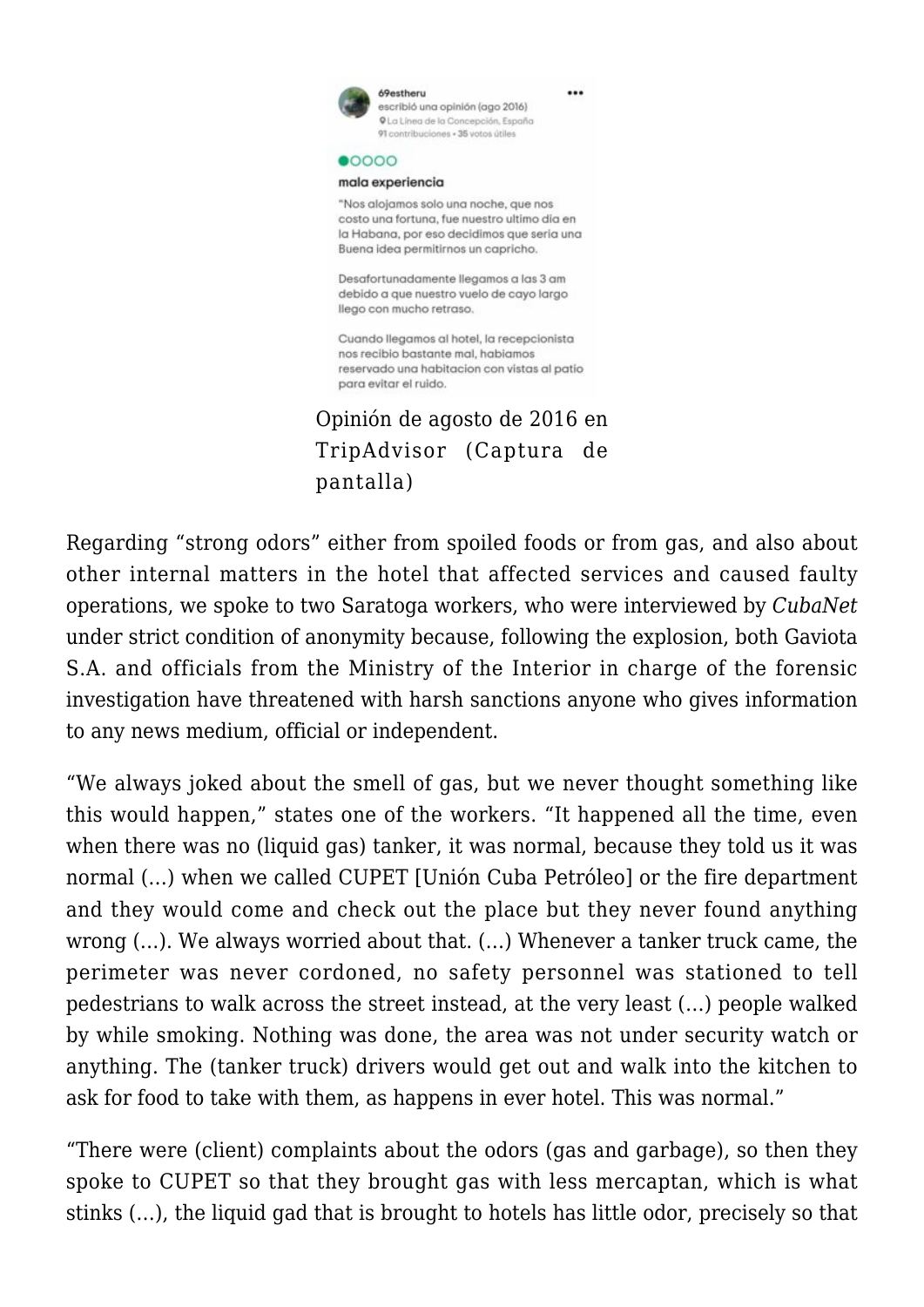Opinión de agosto de 2016 en TripAdvisor (Captura de pantalla)

Regarding "strong odors" either from spoiled foods or from gas, and also about other internal matters in the hotel that affected services and caused faulty operations, we spoke to two Saratoga workers, who were interviewed by *CubaNet* under strict condition of anonymity because, following the explosion, both Gaviota S.A. and officials from the Ministry of the Interior in charge of the forensic investigation have threatened with harsh sanctions anyone who gives information to any news medium, official or independent.

"We always joked about the smell of gas, but we never thought something like this would happen," states one of the workers. "It happened all the time, even when there was no (liquid gas) tanker, it was normal, because they told us it was normal (…) when we called CUPET [Unión Cuba Petróleo] or the fire department and they would come and check out the place but they never found anything wrong (…). We always worried about that. (…) Whenever a tanker truck came, the perimeter was never cordoned, no safety personnel was stationed to tell pedestrians to walk across the street instead, at the very least (…) people walked by while smoking. Nothing was done, the area was not under security watch or anything. The (tanker truck) drivers would get out and walk into the kitchen to ask for food to take with them, as happens in ever hotel. This was normal."

"There were (client) complaints about the odors (gas and garbage), so then they spoke to CUPET so that they brought gas with less mercaptan, which is what stinks (…), the liquid gad that is brought to hotels has little odor, precisely so that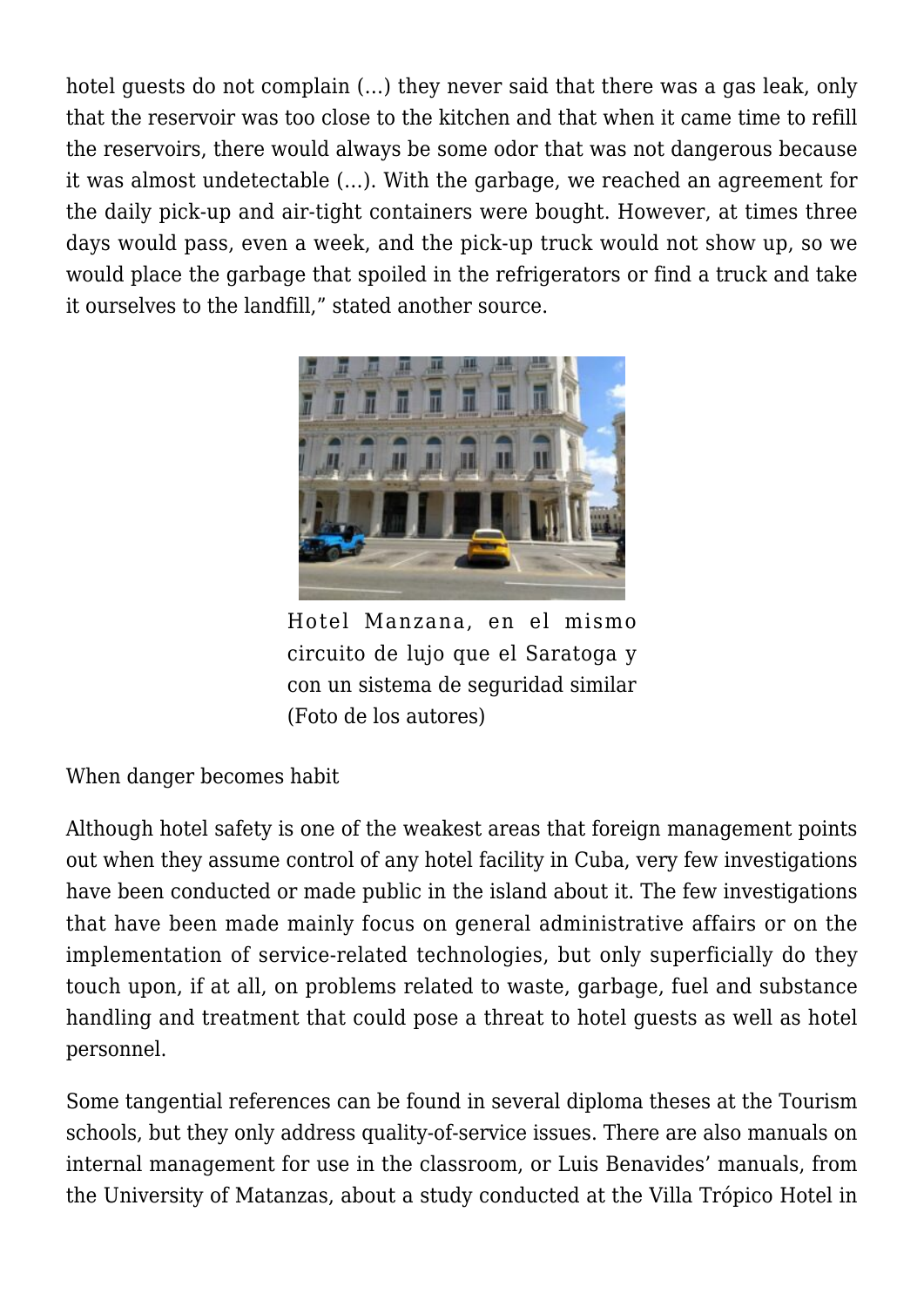hotel guests do not complain (…) they never said that there was a gas leak, only that the reservoir was too close to the kitchen and that when it came time to refill the reservoirs, there would always be some odor that was not dangerous because it was almost undetectable (…). With the garbage, we reached an agreement for the daily pick-up and air-tight containers were bought. However, at times three days would pass, even a week, and the pick-up truck would not show up, so we would place the garbage that spoiled in the refrigerators or find a truck and take it ourselves to the landfill," stated another source.

Hotel Manzana, en el mismo circuito de lujo que el Saratoga y con un sistema de seguridad similar (Foto de los autores)

When danger becomes habit

Although hotel safety is one of the weakest areas that foreign management points out when they assume control of any hotel facility in Cuba, very few investigations have been conducted or made public in the island about it. The few investigations that have been made mainly focus on general administrative affairs or on the implementation of service-related technologies, but only superficially do they touch upon, if at all, on problems related to waste, garbage, fuel and substance handling and treatment that could pose a threat to hotel guests as well as hotel personnel.

Some tangential references can be found in several diploma theses at the Tourism schools, but they only address quality-of-service issues. There are also manuals on internal management for use in the classroom, or Luis Benavides' manuals, from the University of Matanzas, about a study conducted at the Villa Trópico Hotel in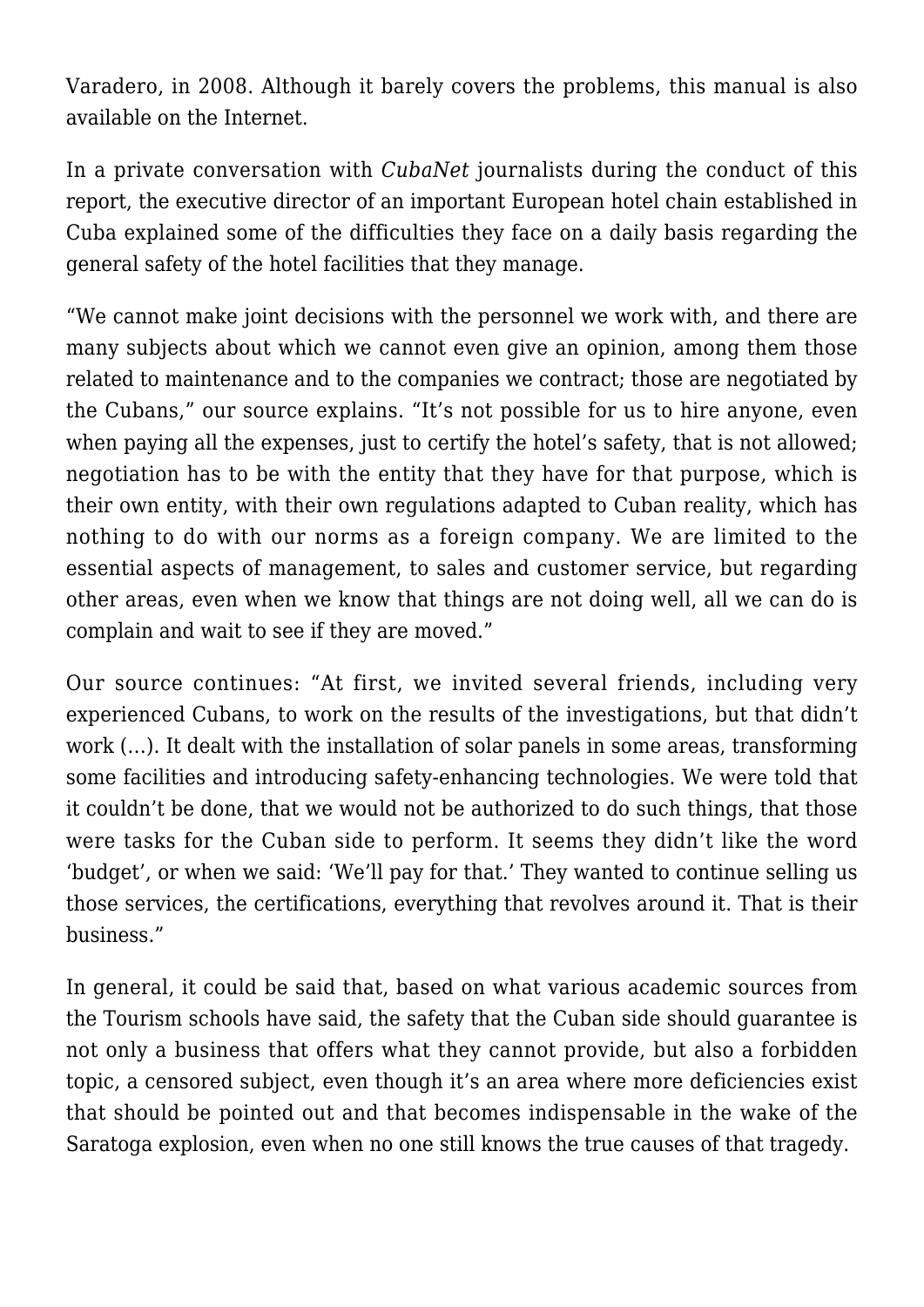Varadero, in 2008. Although it barely covers the problems, this manual is also available on the Internet.

In a private conversation with *CubaNet* journalists during the conduct of this report, the executive director of an important European hotel chain established in Cuba explained some of the difficulties they face on a daily basis regarding the general safety of the hotel facilities that they manage.

"We cannot make joint decisions with the personnel we work with, and there are many subjects about which we cannot even give an opinion, among them those related to maintenance and to the companies we contract; those are negotiated by the Cubans," our source explains. "It's not possible for us to hire anyone, even when paying all the expenses, just to certify the hotel's safety, that is not allowed; negotiation has to be with the entity that they have for that purpose, which is their own entity, with their own regulations adapted to Cuban reality, which has nothing to do with our norms as a foreign company. We are limited to the essential aspects of management, to sales and customer service, but regarding other areas, even when we know that things are not doing well, all we can do is complain and wait to see if they are moved."

Our source continues: "At first, we invited several friends, including very experienced Cubans, to work on the results of the investigations, but that didn't work (…). It dealt with the installation of solar panels in some areas, transforming some facilities and introducing safety-enhancing technologies. We were told that it couldn't be done, that we would not be authorized to do such things, that those were tasks for the Cuban side to perform. It seems they didn't like the word 'budget', or when we said: 'We'll pay for that.' They wanted to continue selling us those services, the certifications, everything that revolves around it. That is their business."

In general, it could be said that, based on what various academic sources from the Tourism schools have said, the safety that the Cuban side should guarantee is not only a business that offers what they cannot provide, but also a forbidden topic, a censored subject, even though it's an area where more deficiencies exist that should be pointed out and that becomes indispensable in the wake of the Saratoga explosion, even when no one still knows the true causes of that tragedy.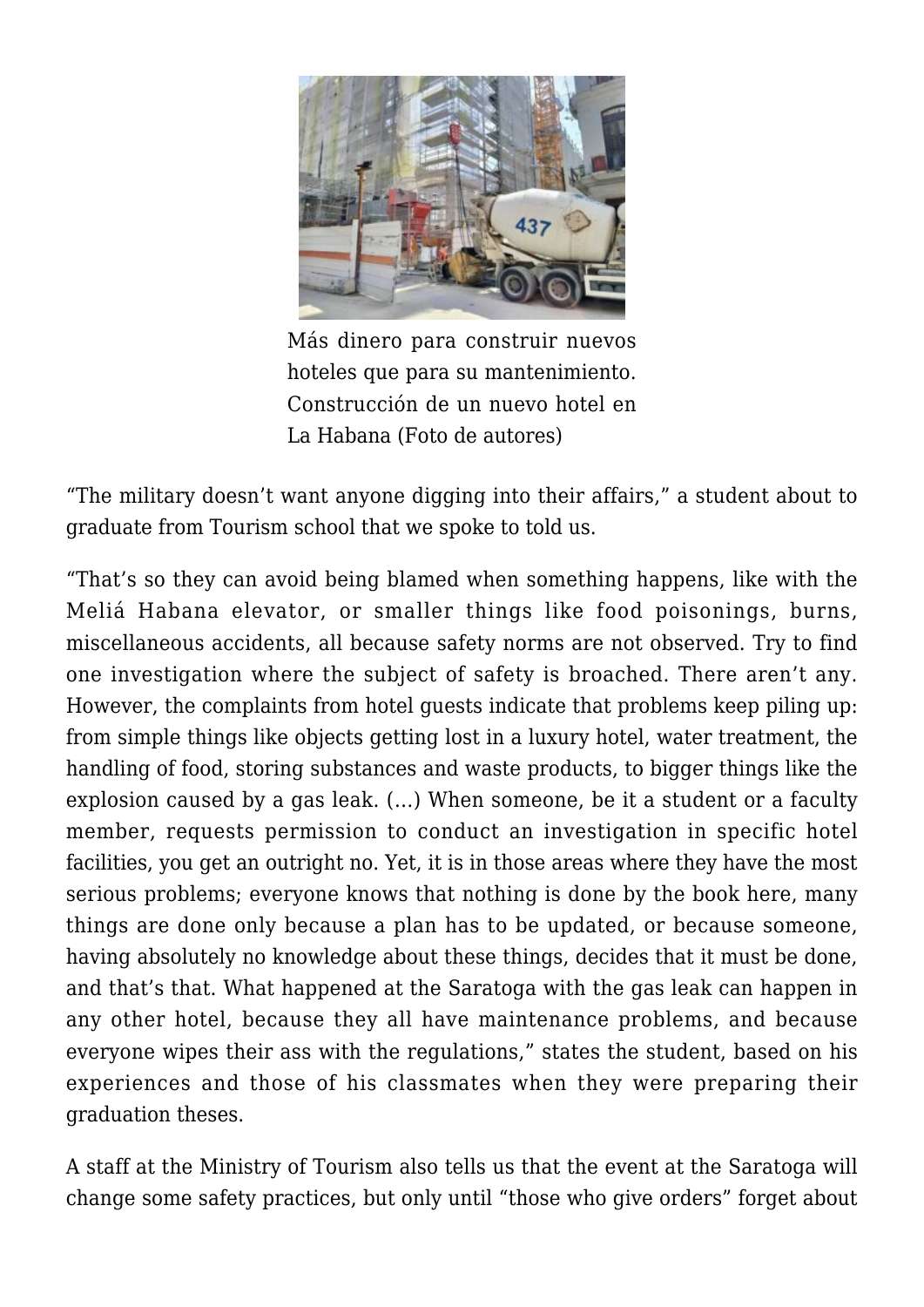Más dinero para construir nuevos hoteles que para su mantenimiento. Construcción de un nuevo hotel en La Habana (Foto de autores)

“The military doesn’t want anyone digging into their affairs,” a student about to graduate from Tourism school that we spoke to told us.

“That’s so they can avoid being blamed when something happens, like with the Meliá Habana elevator, or smaller things like food poisonings, burns, miscellaneous accidents, all because safety norms are not observed. Try to find one investigation where the subject of safety is broached. There aren’t any. However, the complaints from hotel guests indicate that problems keep piling up: from simple things like objects getting lost in a luxury hotel, water treatment, the handling of food, storing substances and waste products, to bigger things like the explosion caused by a gas leak. (…) When someone, be it a student or a faculty member, requests permission to conduct an investigation in specific hotel facilities, you get an outright no. Yet, it is in those areas where they have the most serious problems; everyone knows that nothing is done by the book here, many things are done only because a plan has to be updated, or because someone, having absolutely no knowledge about these things, decides that it must be done, and that’s that. What happened at the Saratoga with the gas leak can happen in any other hotel, because they all have maintenance problems, and because everyone wipes their ass with the regulations,” states the student, based on his experiences and those of his classmates when they were preparing their graduation theses.

A staff at the Ministry of Tourism also tells us that the event at the Saratoga will change some safety practices, but only until “those who give orders” forget about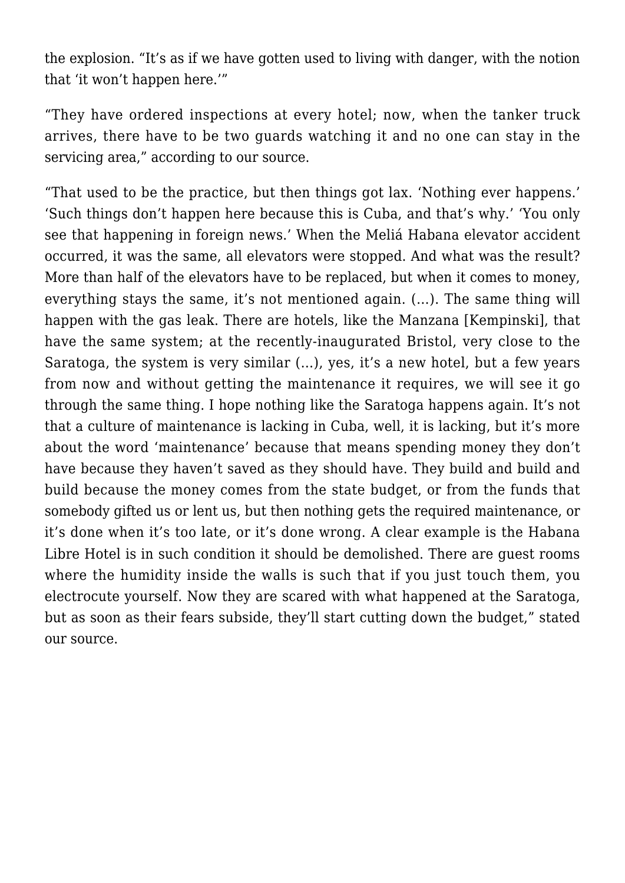the explosion. “It’s as if we have gotten used to living with danger, with the notion that ‘it won’t happen here.’”

“They have ordered inspections at every hotel; now, when the tanker truck arrives, there have to be two guards watching it and no one can stay in the servicing area,” according to our source.

“That used to be the practice, but then things got lax. ‘Nothing ever happens.’ ‘Such things don’t happen here because this is Cuba, and that’s why.’ ‘You only see that happening in foreign news.’ When the Meliá Habana elevator accident occurred, it was the same, all elevators were stopped. And what was the result? More than half of the elevators have to be replaced, but when it comes to money, everything stays the same, it’s not mentioned again. (…). The same thing will happen with the gas leak. There are hotels, like the Manzana [Kempinski], that have the same system; at the recently-inaugurated Bristol, very close to the Saratoga, the system is very similar (…), yes, it’s a new hotel, but a few years from now and without getting the maintenance it requires, we will see it go through the same thing. I hope nothing like the Saratoga happens again. It’s not that a culture of maintenance is lacking in Cuba, well, it is lacking, but it’s more about the word ‘maintenance’ because that means spending money they don’t have because they haven’t saved as they should have. They build and build and build because the money comes from the state budget, or from the funds that somebody gifted us or lent us, but then nothing gets the required maintenance, or it’s done when it’s too late, or it’s done wrong. A clear example is the Habana Libre Hotel is in such condition it should be demolished. There are guest rooms where the humidity inside the walls is such that if you just touch them, you electrocute yourself. Now they are scared with what happened at the Saratoga, but as soon as their fears subside, they’ll start cutting down the budget,” stated our source.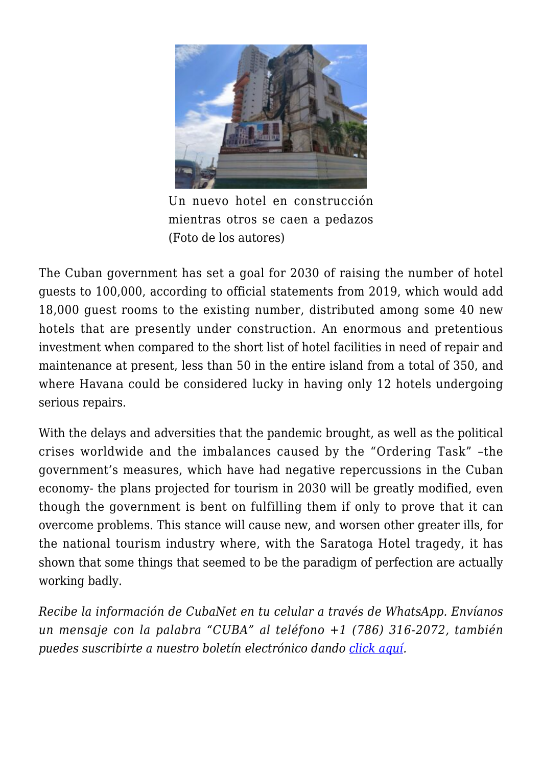Un nuevo hotel en construcción mientras otros se caen a pedazos (Foto de los autores)

The Cuban government has set a goal for 2030 of raising the number of hotel guests to 100,000, according to official statements from 2019, which would add 18,000 guest rooms to the existing number, distributed among some 40 new hotels that are presently under construction. An enormous and pretentious investment when compared to the short list of hotel facilities in need of repair and maintenance at present, less than 50 in the entire island from a total of 350, and where Havana could be considered lucky in having only 12 hotels undergoing serious repairs.

With the delays and adversities that the pandemic brought, as well as the political crises worldwide and the imbalances caused by the "Ordering Task" –the government's measures, which have had negative repercussions in the Cuban economy- the plans projected for tourism in 2030 will be greatly modified, even though the government is bent on fulfilling them if only to prove that it can overcome problems. This stance will cause new, and worsen other greater ills, for the national tourism industry where, with the Saratoga Hotel tragedy, it has shown that some things that seemed to be the paradigm of perfection are actually working badly.

*Recibe la información de CubaNet en tu celular a través de WhatsApp. Envíanos un mensaje con la palabra "CUBA" al teléfono +1 (786) 316-2072, también puedes suscribirte a nuestro boletín electrónico dando [click aquí](#).*